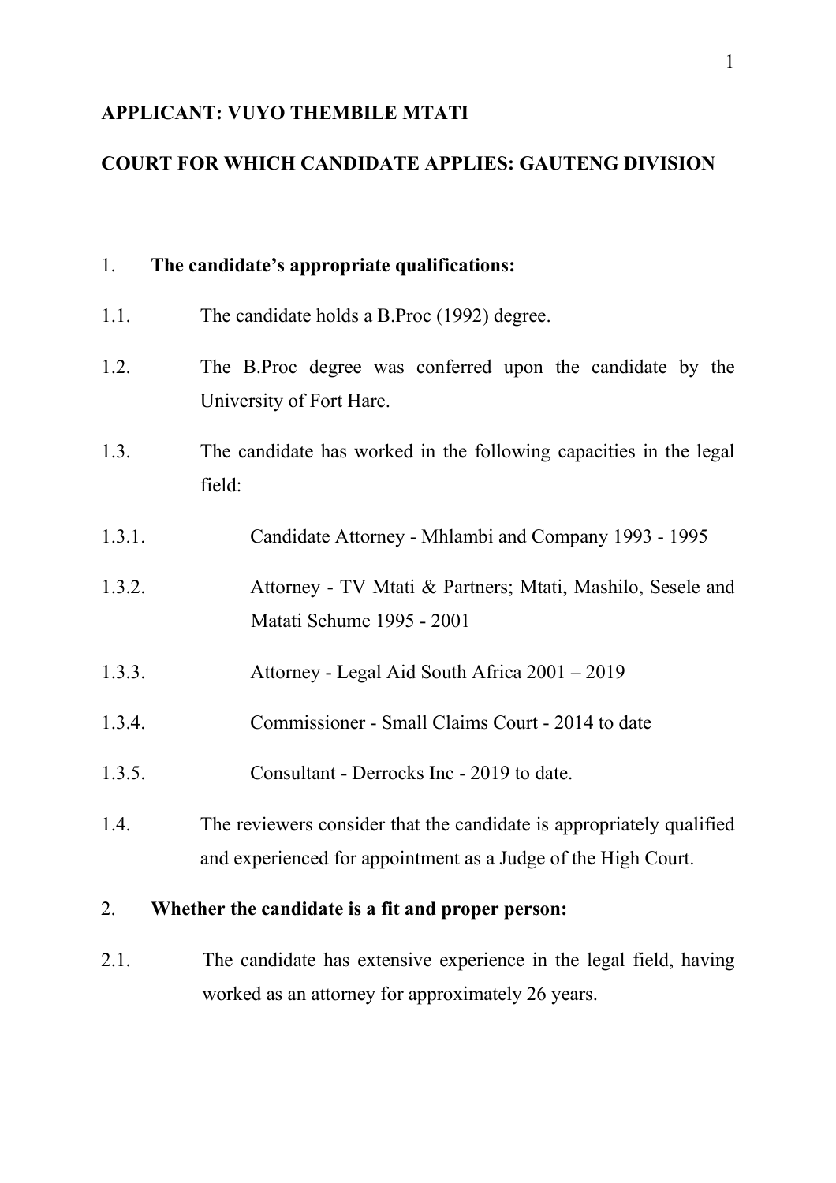**APPLICANT: VUYO THEMBILE MTATI**

**COURT FOR WHICH CANDIDATE APPLIES: GAUTENG DIVISION**

1. **The candidate's appropriate qualifications:**

1.1. The candidate holds a B.Proc (1992) degree.

1.2. The B.Proc degree was conferred upon the candidate by the University of Fort Hare.

1.3. The candidate has worked in the following capacities in the legal field:

1.3.1. Candidate Attorney - Mhlambi and Company 1993 - 1995

1.3.2. Attorney - TV Mtati & Partners; Mtati, Mashilo, Sesele and Matati Sehume 1995 - 2001

1.3.3. Attorney - Legal Aid South Africa 2001 – 2019

1.3.4. Commissioner - Small Claims Court - 2014 to date

1.3.5. Consultant - Derrocks Inc - 2019 to date.

1.4. The reviewers consider that the candidate is appropriately qualified and experienced for appointment as a Judge of the High Court.

2. **Whether the candidate is a fit and proper person:**

2.1. The candidate has extensive experience in the legal field, having worked as an attorney for approximately 26 years.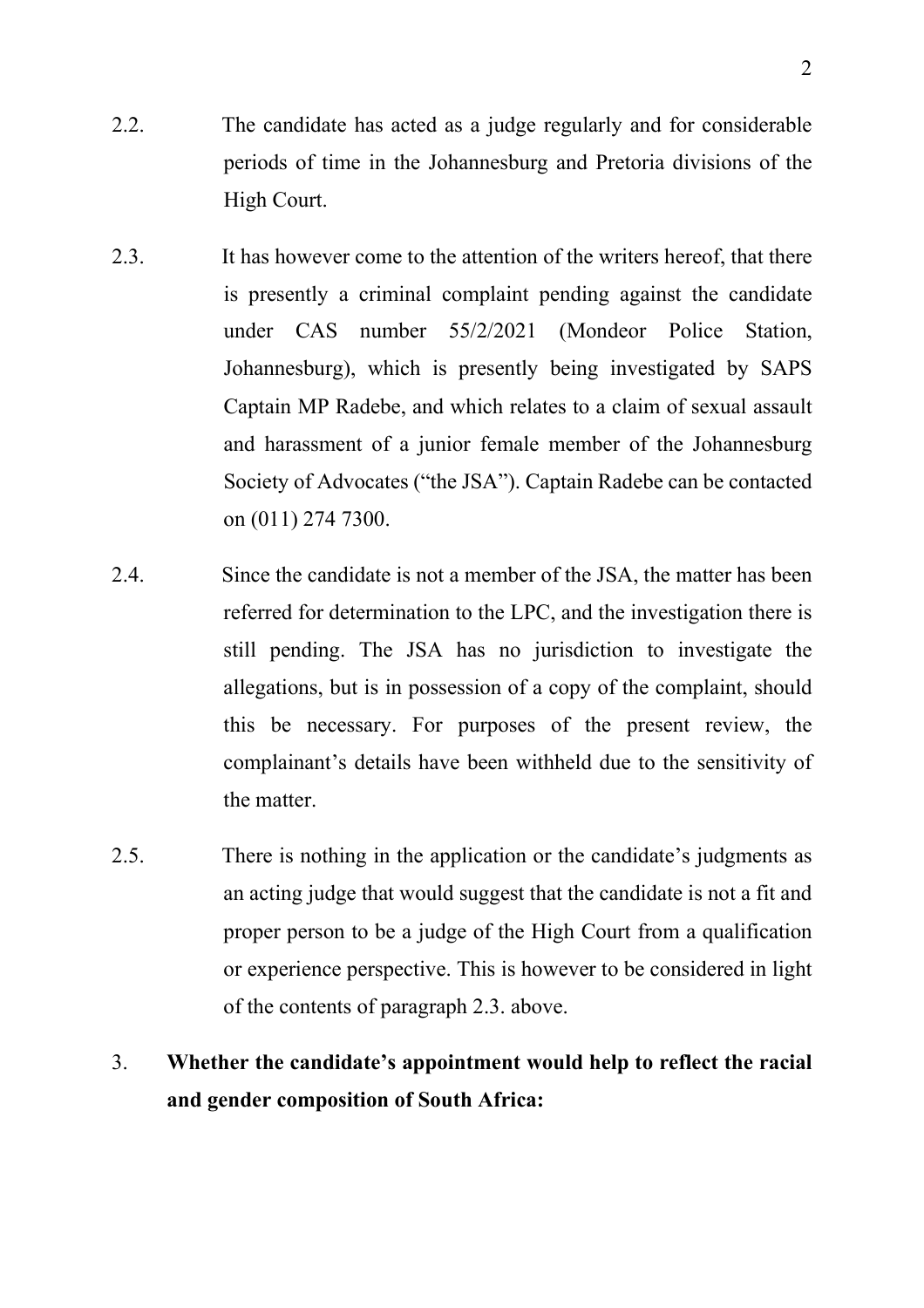2.2. The candidate has acted as a judge regularly and for considerable periods of time in the Johannesburg and Pretoria divisions of the High Court.

2.3. It has however come to the attention of the writers hereof, that there is presently a criminal complaint pending against the candidate under CAS number 55/2/2021 (Mondeor Police Station, Johannesburg), which is presently being investigated by SAPS Captain MP Radebe, and which relates to a claim of sexual assault and harassment of a junior female member of the Johannesburg Society of Advocates ("the JSA"). Captain Radebe can be contacted on (011) 274 7300.

2.4. Since the candidate is not a member of the JSA, the matter has been referred for determination to the LPC, and the investigation there is still pending. The JSA has no jurisdiction to investigate the allegations, but is in possession of a copy of the complaint, should this be necessary. For purposes of the present review, the complainant's details have been withheld due to the sensitivity of the matter.

2.5. There is nothing in the application or the candidate's judgments as an acting judge that would suggest that the candidate is not a fit and proper person to be a judge of the High Court from a qualification or experience perspective. This is however to be considered in light of the contents of paragraph 2.3. above.

3. **Whether the candidate's appointment would help to reflect the racial and gender composition of South Africa:**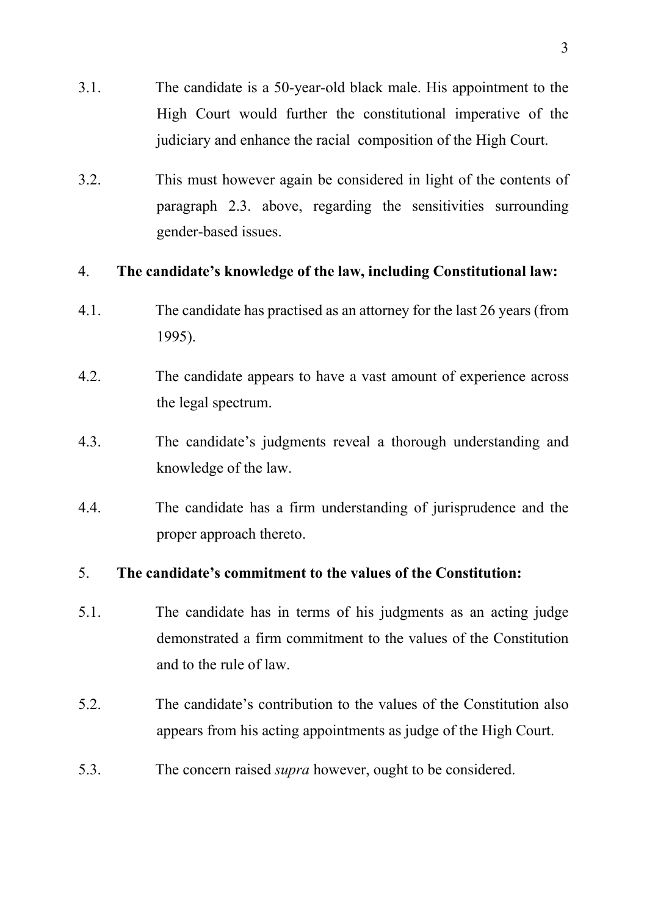3.1. The candidate is a 50-year-old black male. His appointment to the High Court would further the constitutional imperative of the judiciary and enhance the racial composition of the High Court.

3.2. This must however again be considered in light of the contents of paragraph 2.3. above, regarding the sensitivities surrounding gender-based issues.

4. **The candidate's knowledge of the law, including Constitutional law:**

4.1. The candidate has practised as an attorney for the last 26 years (from 1995).

4.2. The candidate appears to have a vast amount of experience across the legal spectrum.

4.3. The candidate's judgments reveal a thorough understanding and knowledge of the law.

4.4. The candidate has a firm understanding of jurisprudence and the proper approach thereto.

5. **The candidate's commitment to the values of the Constitution:**

5.1. The candidate has in terms of his judgments as an acting judge demonstrated a firm commitment to the values of the Constitution and to the rule of law.

5.2. The candidate's contribution to the values of the Constitution also appears from his acting appointments as judge of the High Court.

5.3. The concern raised *supra* however, ought to be considered.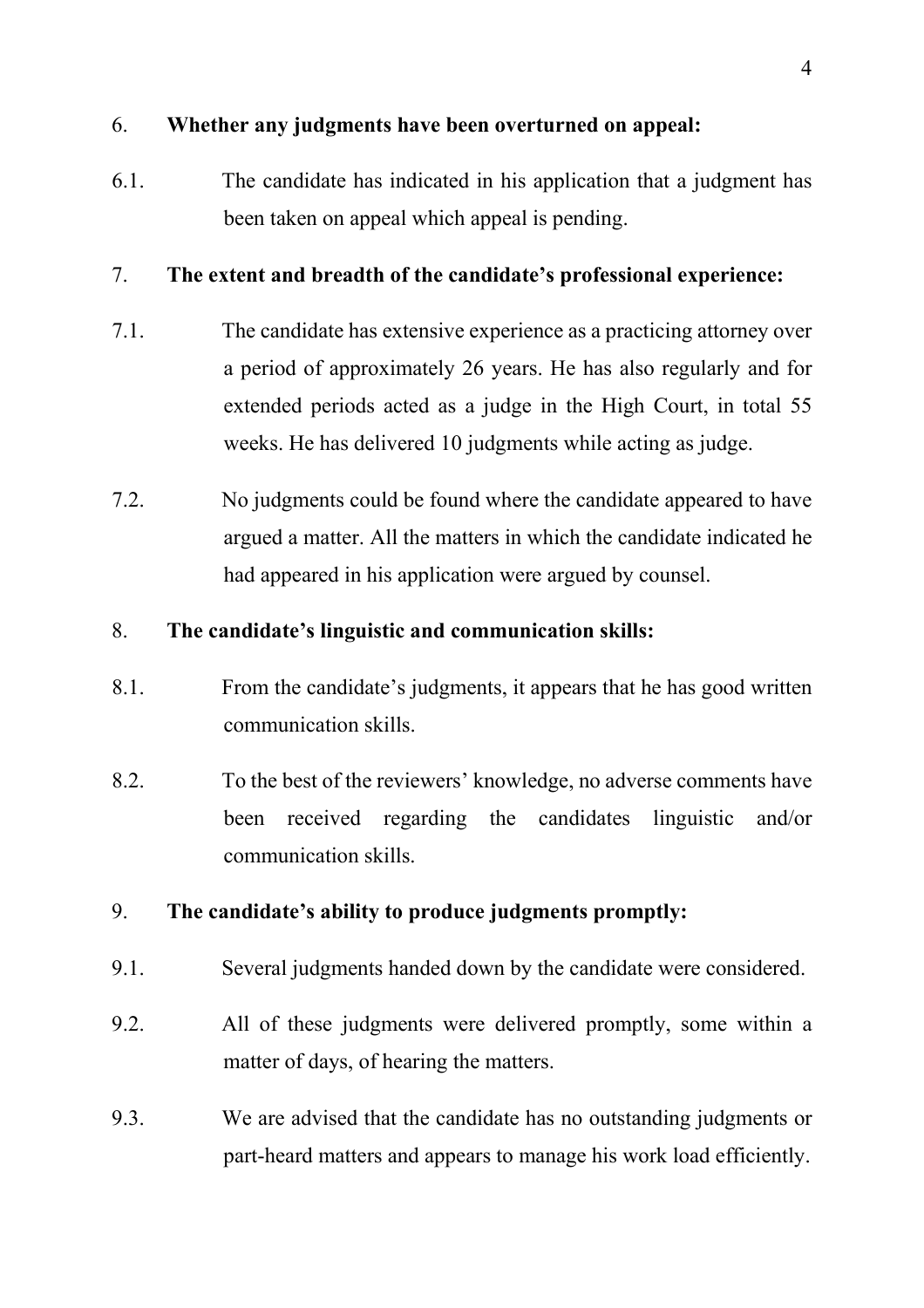6. **Whether any judgments have been overturned on appeal:**

6.1. The candidate has indicated in his application that a judgment has been taken on appeal which appeal is pending.

7. **The extent and breadth of the candidate's professional experience:**

7.1. The candidate has extensive experience as a practicing attorney over a period of approximately 26 years. He has also regularly and for extended periods acted as a judge in the High Court, in total 55 weeks. He has delivered 10 judgments while acting as judge.

7.2. No judgments could be found where the candidate appeared to have argued a matter. All the matters in which the candidate indicated he had appeared in his application were argued by counsel.

8. **The candidate's linguistic and communication skills:**

8.1. From the candidate's judgments, it appears that he has good written communication skills.

8.2. To the best of the reviewers' knowledge, no adverse comments have been received regarding the candidates linguistic and/or communication skills.

9. **The candidate's ability to produce judgments promptly:**

9.1. Several judgments handed down by the candidate were considered.

9.2. All of these judgments were delivered promptly, some within a matter of days, of hearing the matters.

9.3. We are advised that the candidate has no outstanding judgments or part-heard matters and appears to manage his work load efficiently.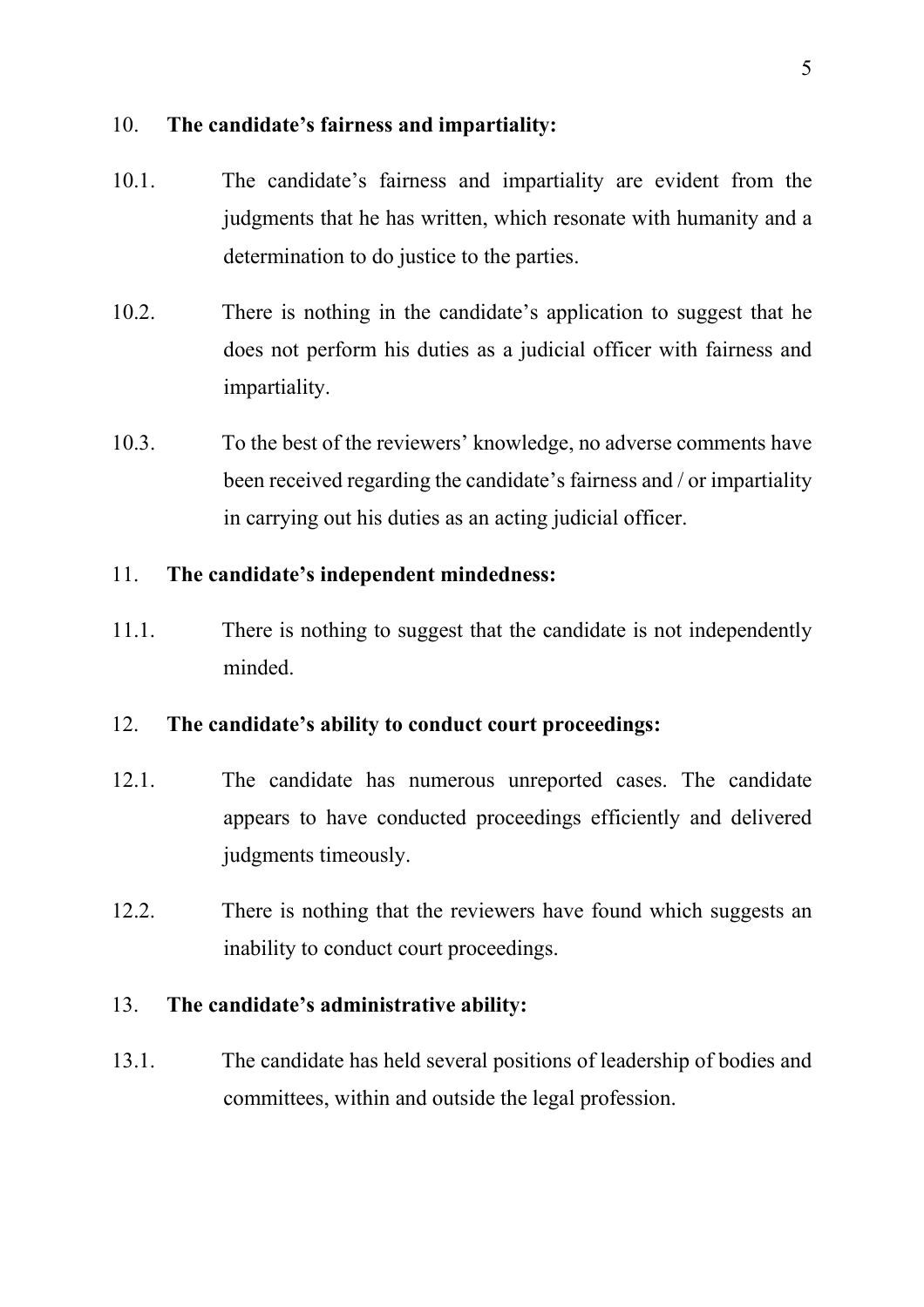10. **The candidate's fairness and impartiality:**

10.1. The candidate's fairness and impartiality are evident from the judgments that he has written, which resonate with humanity and a determination to do justice to the parties.

10.2. There is nothing in the candidate's application to suggest that he does not perform his duties as a judicial officer with fairness and impartiality.

10.3. To the best of the reviewers' knowledge, no adverse comments have been received regarding the candidate's fairness and / or impartiality in carrying out his duties as an acting judicial officer.

11. **The candidate's independent mindedness:**

11.1. There is nothing to suggest that the candidate is not independently minded.

12. **The candidate's ability to conduct court proceedings:**

12.1. The candidate has numerous unreported cases. The candidate appears to have conducted proceedings efficiently and delivered judgments timeously.

12.2. There is nothing that the reviewers have found which suggests an inability to conduct court proceedings.

13. **The candidate's administrative ability:**

13.1. The candidate has held several positions of leadership of bodies and committees, within and outside the legal profession.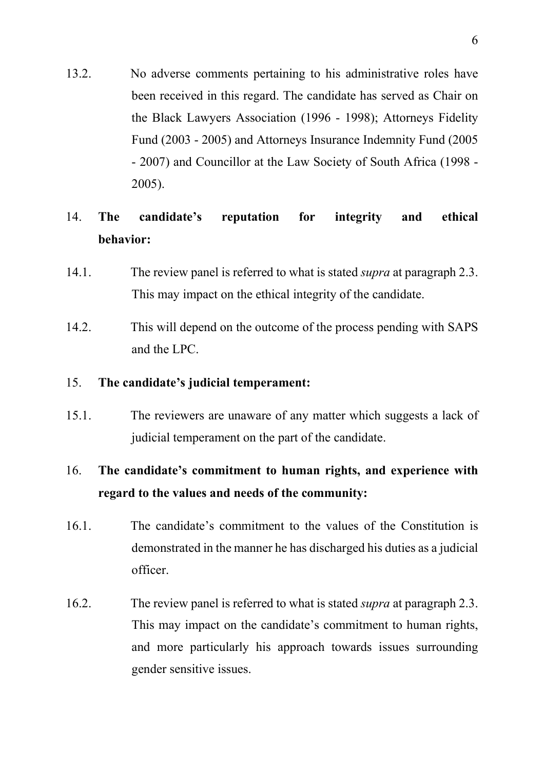13.2. No adverse comments pertaining to his administrative roles have been received in this regard. The candidate has served as Chair on the Black Lawyers Association (1996 - 1998); Attorneys Fidelity Fund (2003 - 2005) and Attorneys Insurance Indemnity Fund (2005 - 2007) and Councillor at the Law Society of South Africa (1998 - 2005).

14. **The candidate's reputation for integrity and ethical behavior:**

14.1. The review panel is referred to what is stated *supra* at paragraph 2.3. This may impact on the ethical integrity of the candidate.

14.2. This will depend on the outcome of the process pending with SAPS and the LPC.

15. **The candidate's judicial temperament:**

15.1. The reviewers are unaware of any matter which suggests a lack of judicial temperament on the part of the candidate.

16. **The candidate's commitment to human rights, and experience with regard to the values and needs of the community:**

16.1. The candidate's commitment to the values of the Constitution is demonstrated in the manner he has discharged his duties as a judicial officer.

16.2. The review panel is referred to what is stated *supra* at paragraph 2.3. This may impact on the candidate's commitment to human rights, and more particularly his approach towards issues surrounding gender sensitive issues.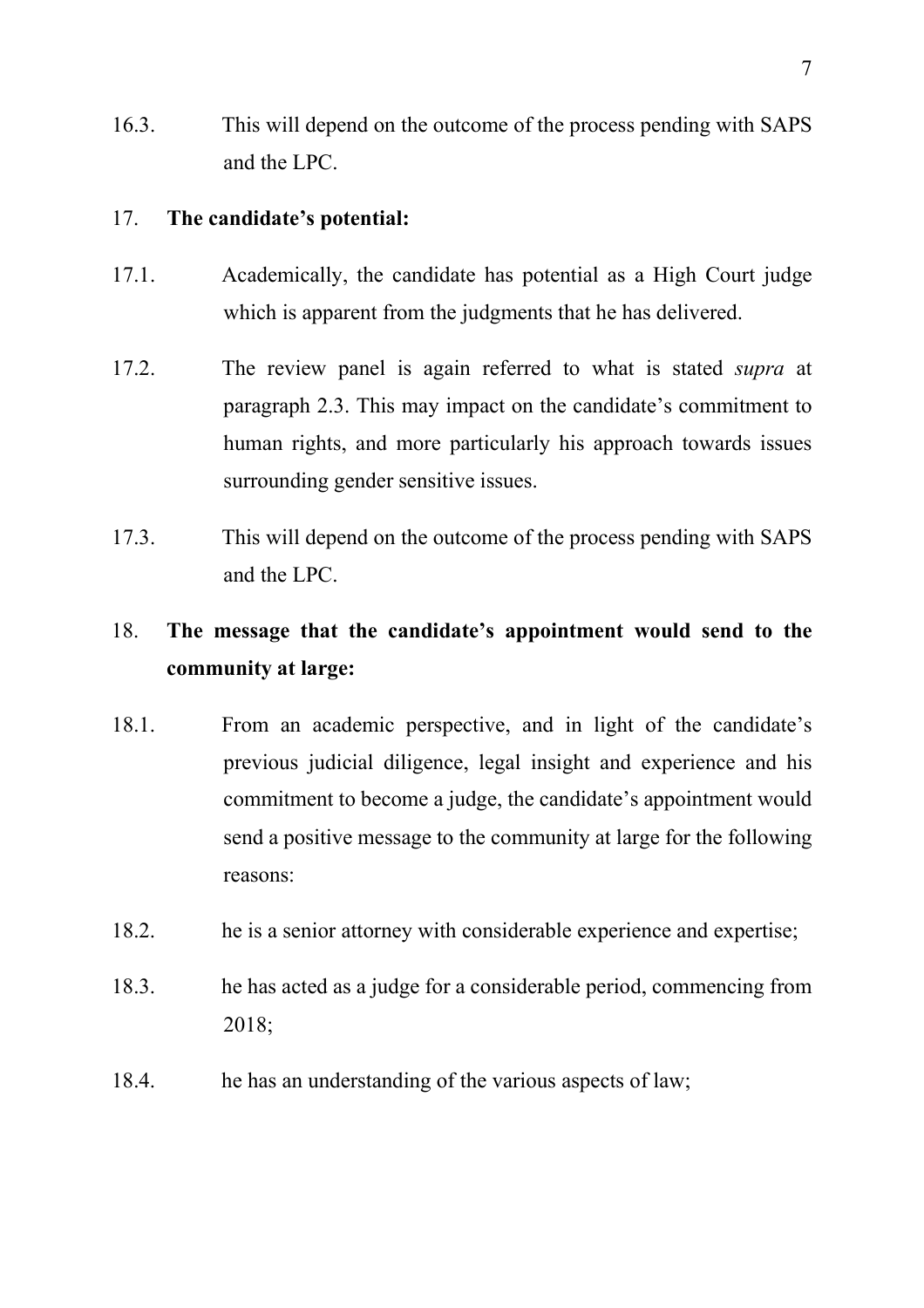16.3. This will depend on the outcome of the process pending with SAPS and the LPC.

17. **The candidate's potential:**

17.1. Academically, the candidate has potential as a High Court judge which is apparent from the judgments that he has delivered.

17.2. The review panel is again referred to what is stated *supra* at paragraph 2.3. This may impact on the candidate's commitment to human rights, and more particularly his approach towards issues surrounding gender sensitive issues.

17.3. This will depend on the outcome of the process pending with SAPS and the LPC.

18. **The message that the candidate's appointment would send to the community at large:**

18.1. From an academic perspective, and in light of the candidate's previous judicial diligence, legal insight and experience and his commitment to become a judge, the candidate's appointment would send a positive message to the community at large for the following reasons:

18.2. he is a senior attorney with considerable experience and expertise;

18.3. he has acted as a judge for a considerable period, commencing from 2018;

18.4. he has an understanding of the various aspects of law;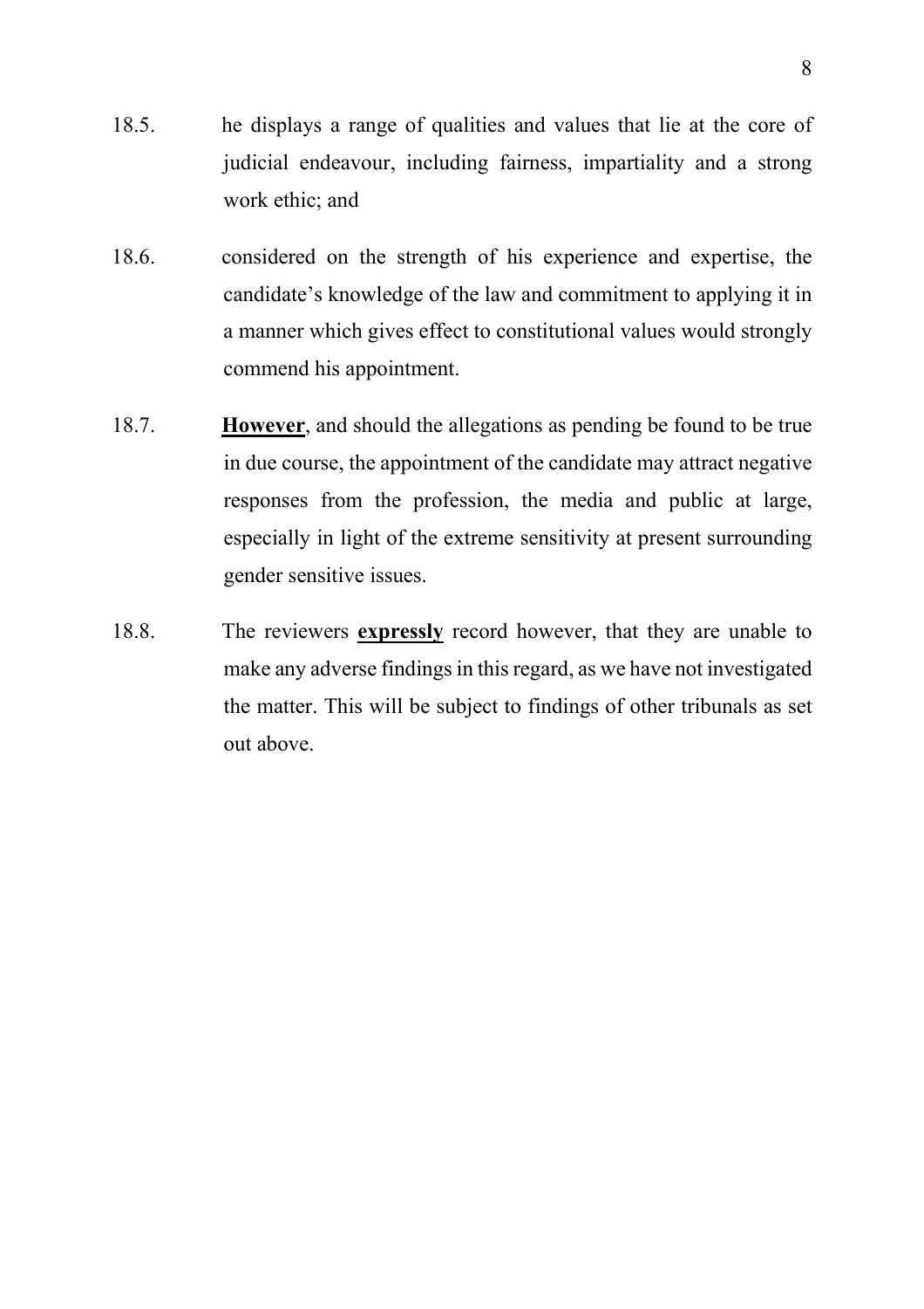18.5. he displays a range of qualities and values that lie at the core of judicial endeavour, including fairness, impartiality and a strong work ethic; and

18.6. considered on the strength of his experience and expertise, the candidate's knowledge of the law and commitment to applying it in a manner which gives effect to constitutional values would strongly commend his appointment.

18.7. <u>**However**</u>, and should the allegations as pending be found to be true in due course, the appointment of the candidate may attract negative responses from the profession, the media and public at large, especially in light of the extreme sensitivity at present surrounding gender sensitive issues.

18.8. The reviewers <u>**expressly**</u> record however, that they are unable to make any adverse findings in this regard, as we have not investigated the matter. This will be subject to findings of other tribunals as set out above.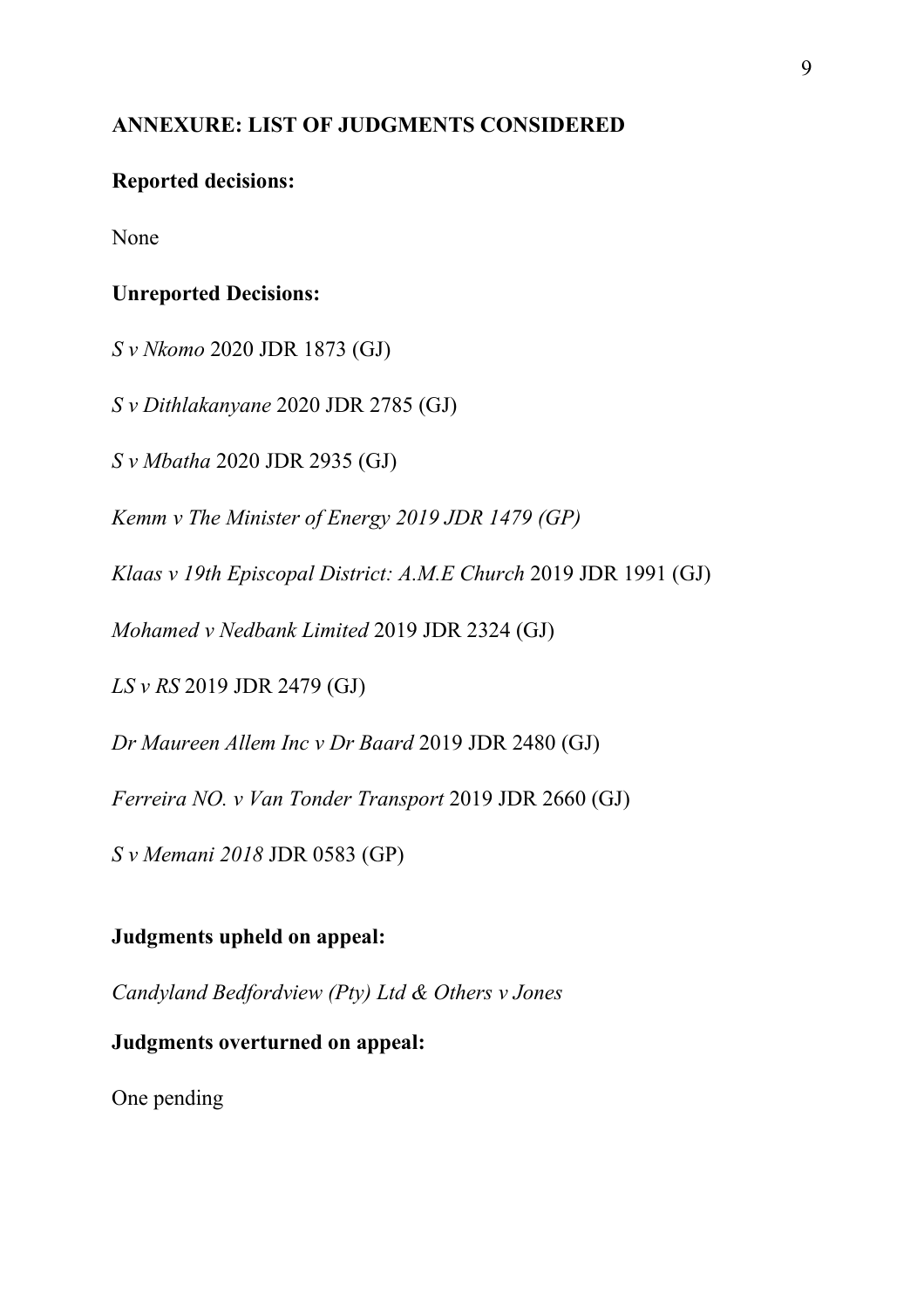**ANNEXURE: LIST OF JUDGMENTS CONSIDERED**

**Reported decisions:**

None

**Unreported Decisions:**

*S v Nkomo* 2020 JDR 1873 (GJ)

*S v Dithlakanyane* 2020 JDR 2785 (GJ)

*S v Mbatha* 2020 JDR 2935 (GJ)

*Kemm v The Minister of Energy 2019 JDR 1479 (GP)*

*Klaas v 19th Episcopal District: A.M.E Church* 2019 JDR 1991 (GJ)

*Mohamed v Nedbank Limited* 2019 JDR 2324 (GJ)

*LS v RS* 2019 JDR 2479 (GJ)

*Dr Maureen Allem Inc v Dr Baard* 2019 JDR 2480 (GJ)

*Ferreira NO. v Van Tonder Transport* 2019 JDR 2660 (GJ)

*S v Memani 2018* JDR 0583 (GP)

**Judgments upheld on appeal:**

*Candyland Bedfordview (Pty) Ltd & Others v Jones*

**Judgments overturned on appeal:**

One pending